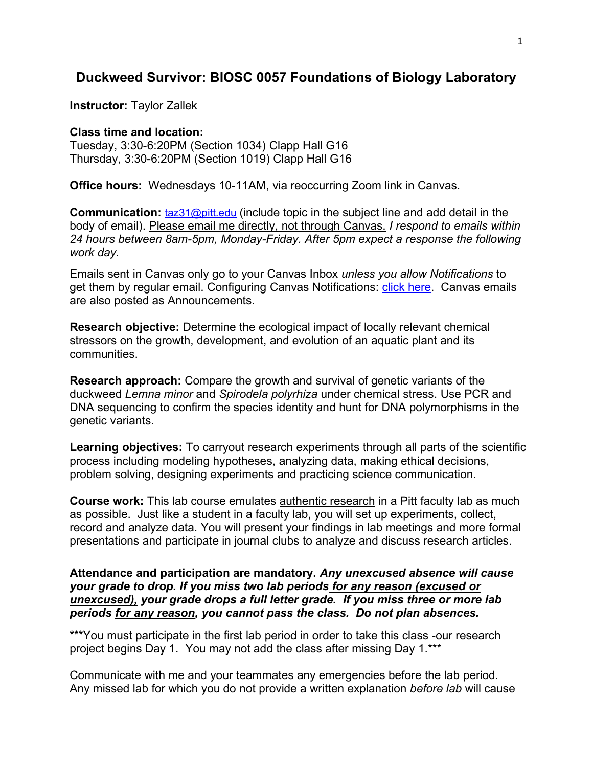# Duckweed Survivor: BIOSC 0057 Foundations of Biology Laboratory

**Instructor:** Taylor Zallek

**Class time and location:**
Tuesday, 3:30-6:20PM (Section 1034) Clapp Hall G16
Thursday, 3:30-6:20PM (Section 1019) Clapp Hall G16

**Office hours:** Wednesdays 10-11AM, via reoccurring Zoom link in Canvas.

**Communication:** taz31@pitt.edu (include topic in the subject line and add detail in the body of email). Please email me directly, not through Canvas. *I respond to emails within 24 hours between 8am-5pm, Monday-Friday. After 5pm expect a response the following work day.*

Emails sent in Canvas only go to your Canvas Inbox *unless you allow Notifications* to get them by regular email. Configuring Canvas Notifications: click here. Canvas emails are also posted as Announcements.

**Research objective:** Determine the ecological impact of locally relevant chemical stressors on the growth, development, and evolution of an aquatic plant and its communities.

**Research approach:** Compare the growth and survival of genetic variants of the duckweed *Lemna minor* and *Spirodela polyrhiza* under chemical stress. Use PCR and DNA sequencing to confirm the species identity and hunt for DNA polymorphisms in the genetic variants.

**Learning objectives:** To carryout research experiments through all parts of the scientific process including modeling hypotheses, analyzing data, making ethical decisions, problem solving, designing experiments and practicing science communication.

**Course work:** This lab course emulates authentic research in a Pitt faculty lab as much as possible. Just like a student in a faculty lab, you will set up experiments, collect, record and analyze data. You will present your findings in lab meetings and more formal presentations and participate in journal clubs to analyze and discuss research articles.

**Attendance and participation are mandatory.** ***Any unexcused absence will cause your grade to drop. If you miss two lab periods for any reason (excused or unexcused), your grade drops a full letter grade. If you miss three or more lab periods for any reason, you cannot pass the class. Do not plan absences.***

***You must participate in the first lab period in order to take this class -our research project begins Day 1. You may not add the class after missing Day 1.***

Communicate with me and your teammates any emergencies before the lab period. Any missed lab for which you do not provide a written explanation *before lab* will cause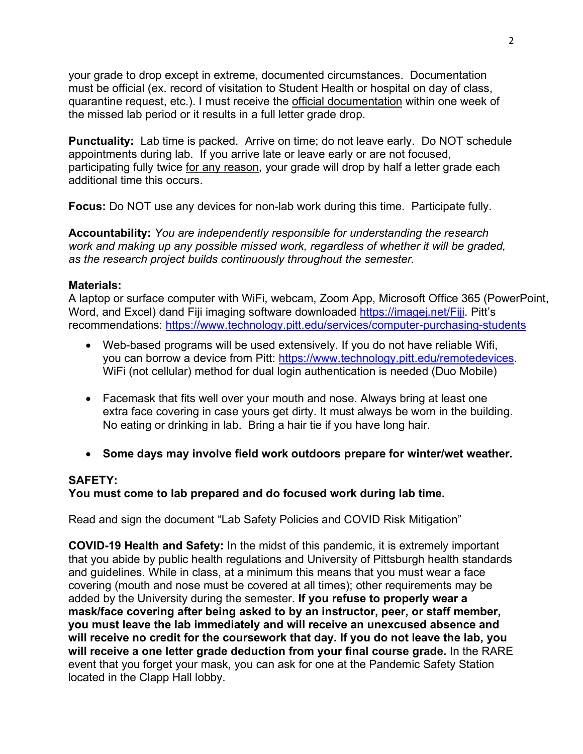your grade to drop except in extreme, documented circumstances. Documentation must be official (ex. record of visitation to Student Health or hospital on day of class, quarantine request, etc.). I must receive the official documentation within one week of the missed lab period or it results in a full letter grade drop.

**Punctuality:** Lab time is packed. Arrive on time; do not leave early. Do NOT schedule appointments during lab. If you arrive late or leave early or are not focused, participating fully twice for any reason, your grade will drop by half a letter grade each additional time this occurs.

**Focus:** Do NOT use any devices for non-lab work during this time. Participate fully.

**Accountability:** *You are independently responsible for understanding the research work and making up any possible missed work, regardless of whether it will be graded, as the research project builds continuously throughout the semester.*

**Materials:**
A laptop or surface computer with WiFi, webcam, Zoom App, Microsoft Office 365 (PowerPoint, Word, and Excel) dand Fiji imaging software downloaded https://imagej.net/Fiji. Pitt's recommendations: https://www.technology.pitt.edu/services/computer-purchasing-students

- Web-based programs will be used extensively. If you do not have reliable Wifi, you can borrow a device from Pitt: https://www.technology.pitt.edu/remotedevices. WiFi (not cellular) method for dual login authentication is needed (Duo Mobile)
- Facemask that fits well over your mouth and nose. Always bring at least one extra face covering in case yours get dirty. It must always be worn in the building. No eating or drinking in lab. Bring a hair tie if you have long hair.
- **Some days may involve field work outdoors prepare for winter/wet weather.**

**SAFETY:**
**You must come to lab prepared and do focused work during lab time.**

Read and sign the document "Lab Safety Policies and COVID Risk Mitigation"

**COVID-19 Health and Safety:** In the midst of this pandemic, it is extremely important that you abide by public health regulations and University of Pittsburgh health standards and guidelines. While in class, at a minimum this means that you must wear a face covering (mouth and nose must be covered at all times); other requirements may be added by the University during the semester. **If you refuse to properly wear a mask/face covering after being asked to by an instructor, peer, or staff member, you must leave the lab immediately and will receive an unexcused absence and will receive no credit for the coursework that day. If you do not leave the lab, you will receive a one letter grade deduction from your final course grade.** In the RARE event that you forget your mask, you can ask for one at the Pandemic Safety Station located in the Clapp Hall lobby.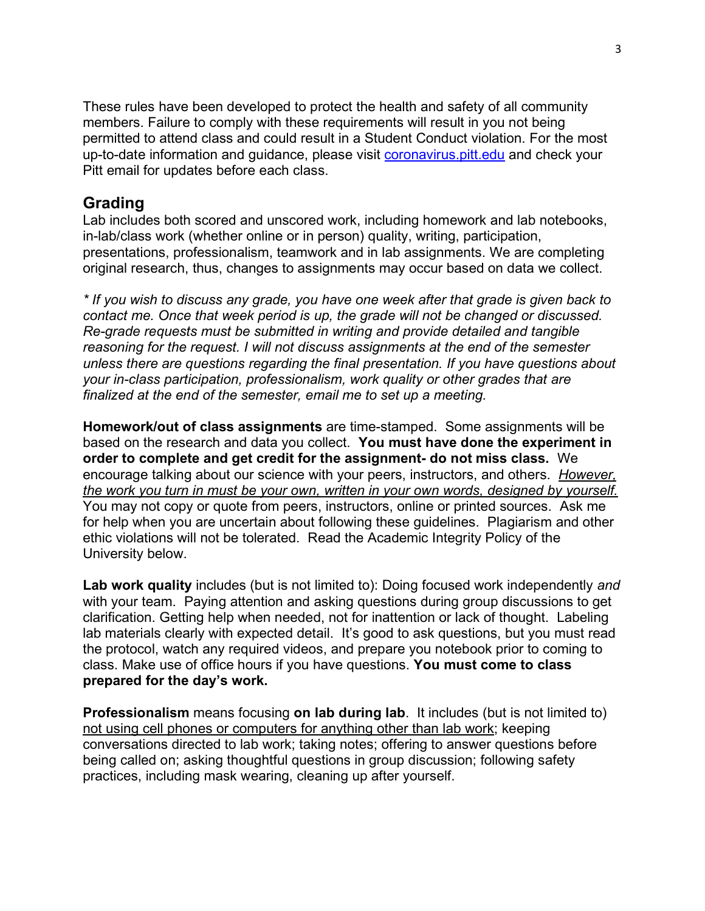These rules have been developed to protect the health and safety of all community members. Failure to comply with these requirements will result in you not being permitted to attend class and could result in a Student Conduct violation. For the most up-to-date information and guidance, please visit [coronavirus.pitt.edu](coronavirus.pitt.edu) and check your Pitt email for updates before each class.

## Grading

Lab includes both scored and unscored work, including homework and lab notebooks, in-lab/class work (whether online or in person) quality, writing, participation, presentations, professionalism, teamwork and in lab assignments. We are completing original research, thus, changes to assignments may occur based on data we collect.

*\* If you wish to discuss any grade, you have one week after that grade is given back to contact me. Once that week period is up, the grade will not be changed or discussed. Re-grade requests must be submitted in writing and provide detailed and tangible reasoning for the request. I will not discuss assignments at the end of the semester unless there are questions regarding the final presentation. If you have questions about your in-class participation, professionalism, work quality or other grades that are finalized at the end of the semester, email me to set up a meeting.*

**Homework/out of class assignments** are time-stamped. Some assignments will be based on the research and data you collect. **You must have done the experiment in order to complete and get credit for the assignment- do not miss class.** We encourage talking about our science with your peers, instructors, and others. *However, the work you turn in must be your own, written in your own words, designed by yourself.* You may not copy or quote from peers, instructors, online or printed sources. Ask me for help when you are uncertain about following these guidelines. Plagiarism and other ethic violations will not be tolerated. Read the Academic Integrity Policy of the University below.

**Lab work quality** includes (but is not limited to): Doing focused work independently *and* with your team. Paying attention and asking questions during group discussions to get clarification. Getting help when needed, not for inattention or lack of thought. Labeling lab materials clearly with expected detail. It's good to ask questions, but you must read the protocol, watch any required videos, and prepare you notebook prior to coming to class. Make use of office hours if you have questions. **You must come to class prepared for the day's work.**

**Professionalism** means focusing **on lab during lab**. It includes (but is not limited to) not using cell phones or computers for anything other than lab work; keeping conversations directed to lab work; taking notes; offering to answer questions before being called on; asking thoughtful questions in group discussion; following safety practices, including mask wearing, cleaning up after yourself.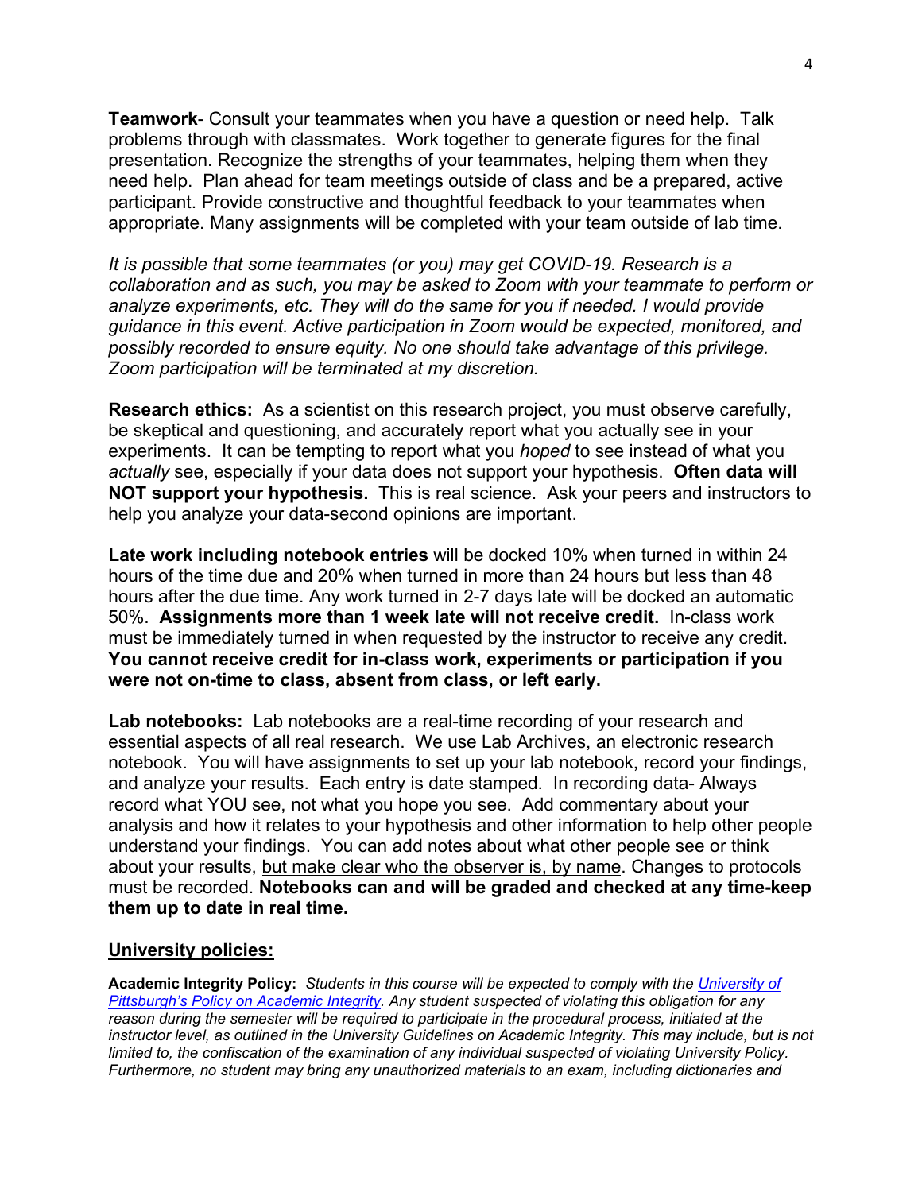**Teamwork**- Consult your teammates when you have a question or need help. Talk problems through with classmates. Work together to generate figures for the final presentation. Recognize the strengths of your teammates, helping them when they need help. Plan ahead for team meetings outside of class and be a prepared, active participant. Provide constructive and thoughtful feedback to your teammates when appropriate. Many assignments will be completed with your team outside of lab time.

*It is possible that some teammates (or you) may get COVID-19. Research is a collaboration and as such, you may be asked to Zoom with your teammate to perform or analyze experiments, etc. They will do the same for you if needed. I would provide guidance in this event. Active participation in Zoom would be expected, monitored, and possibly recorded to ensure equity. No one should take advantage of this privilege. Zoom participation will be terminated at my discretion.*

**Research ethics:** As a scientist on this research project, you must observe carefully, be skeptical and questioning, and accurately report what you actually see in your experiments. It can be tempting to report what you *hoped* to see instead of what you *actually* see, especially if your data does not support your hypothesis. **Often data will NOT support your hypothesis.** This is real science. Ask your peers and instructors to help you analyze your data-second opinions are important.

**Late work including notebook entries** will be docked 10% when turned in within 24 hours of the time due and 20% when turned in more than 24 hours but less than 48 hours after the due time. Any work turned in 2-7 days late will be docked an automatic 50%. **Assignments more than 1 week late will not receive credit.** In-class work must be immediately turned in when requested by the instructor to receive any credit. **You cannot receive credit for in-class work, experiments or participation if you were not on-time to class, absent from class, or left early.**

**Lab notebooks:** Lab notebooks are a real-time recording of your research and essential aspects of all real research. We use Lab Archives, an electronic research notebook. You will have assignments to set up your lab notebook, record your findings, and analyze your results. Each entry is date stamped. In recording data- Always record what YOU see, not what you hope you see. Add commentary about your analysis and how it relates to your hypothesis and other information to help other people understand your findings. You can add notes about what other people see or think about your results, but make clear who the observer is, by name. Changes to protocols must be recorded. **Notebooks can and will be graded and checked at any time-keep them up to date in real time.**

## University policies:

**Academic Integrity Policy:** *Students in this course will be expected to comply with the University of Pittsburgh's Policy on Academic Integrity. Any student suspected of violating this obligation for any reason during the semester will be required to participate in the procedural process, initiated at the instructor level, as outlined in the University Guidelines on Academic Integrity. This may include, but is not limited to, the confiscation of the examination of any individual suspected of violating University Policy. Furthermore, no student may bring any unauthorized materials to an exam, including dictionaries and*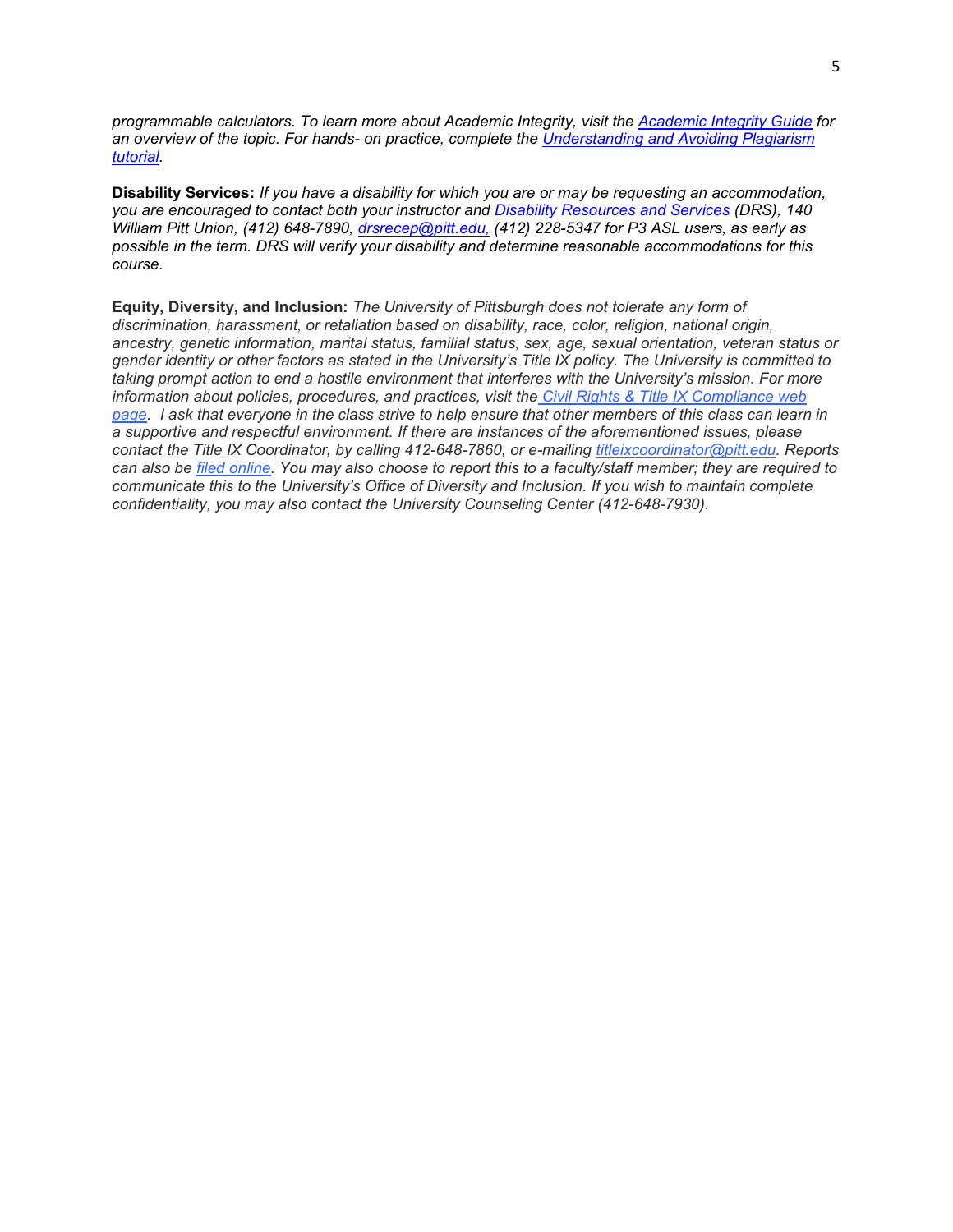*programmable calculators. To learn more about Academic Integrity, visit the Academic Integrity Guide for an overview of the topic. For hands- on practice, complete the Understanding and Avoiding Plagiarism tutorial.*

**Disability Services:** *If you have a disability for which you are or may be requesting an accommodation, you are encouraged to contact both your instructor and Disability Resources and Services (DRS), 140 William Pitt Union, (412) 648-7890, drsrecep@pitt.edu, (412) 228-5347 for P3 ASL users, as early as possible in the term. DRS will verify your disability and determine reasonable accommodations for this course.*

**Equity, Diversity, and Inclusion:** *The University of Pittsburgh does not tolerate any form of discrimination, harassment, or retaliation based on disability, race, color, religion, national origin, ancestry, genetic information, marital status, familial status, sex, age, sexual orientation, veteran status or gender identity or other factors as stated in the University's Title IX policy. The University is committed to taking prompt action to end a hostile environment that interferes with the University's mission. For more information about policies, procedures, and practices, visit the Civil Rights & Title IX Compliance web page. I ask that everyone in the class strive to help ensure that other members of this class can learn in a supportive and respectful environment. If there are instances of the aforementioned issues, please contact the Title IX Coordinator, by calling 412-648-7860, or e-mailing titleixcoordinator@pitt.edu. Reports can also be filed online. You may also choose to report this to a faculty/staff member; they are required to communicate this to the University's Office of Diversity and Inclusion. If you wish to maintain complete confidentiality, you may also contact the University Counseling Center (412-648-7930).*